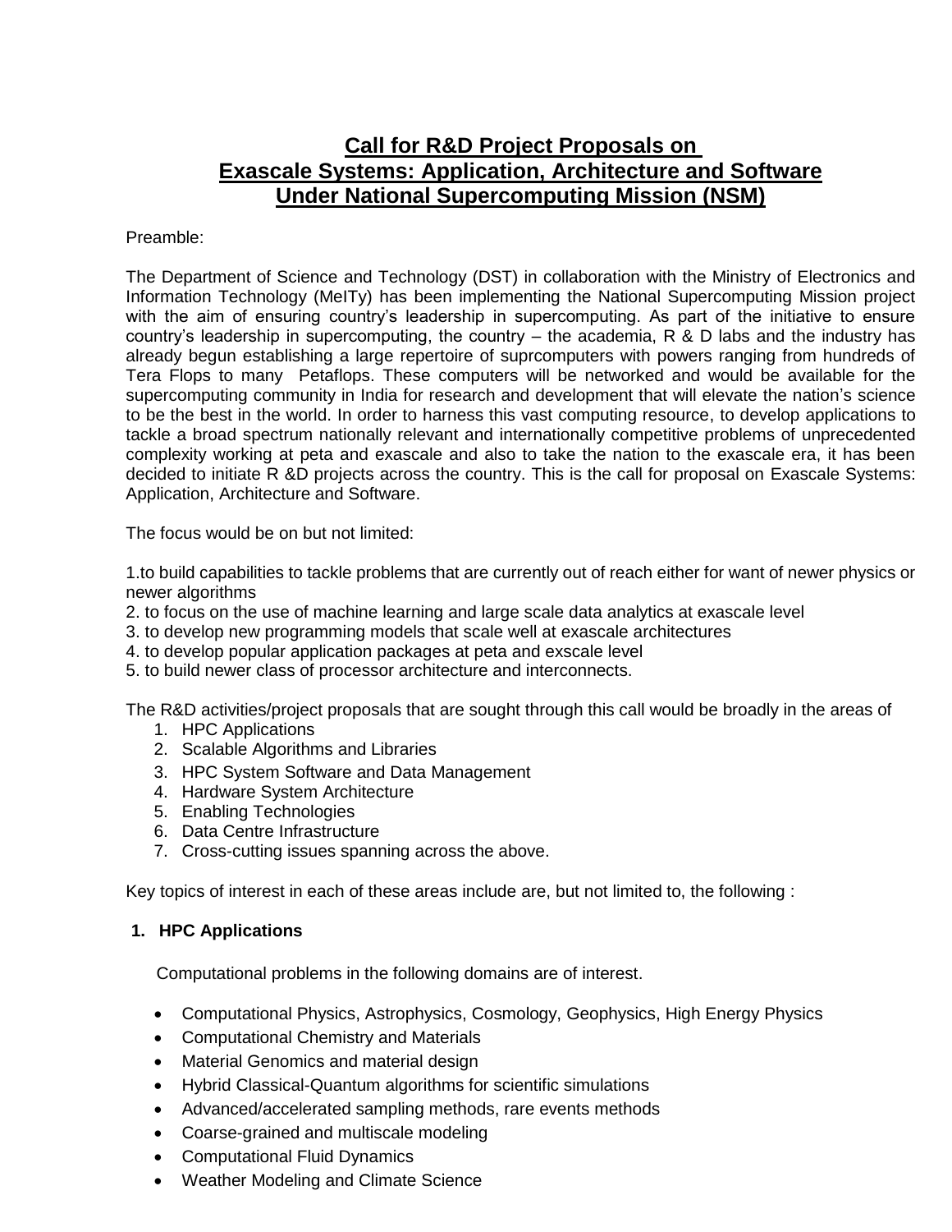# Call for R&D Project Proposals on Exascale Systems: Application, Architecture and Software Under National Supercomputing Mission (NSM)

Preamble:

The Department of Science and Technology (DST) in collaboration with the Ministry of Electronics and Information Technology (MeITy) has been implementing the National Supercomputing Mission project with the aim of ensuring country's leadership in supercomputing. As part of the initiative to ensure country's leadership in supercomputing, the country – the academia, R & D labs and the industry has already begun establishing a large repertoire of suprcomputers with powers ranging from hundreds of Tera Flops to many Petaflops. These computers will be networked and would be available for the supercomputing community in India for research and development that will elevate the nation's science to be the best in the world. In order to harness this vast computing resource, to develop applications to tackle a broad spectrum nationally relevant and internationally competitive problems of unprecedented complexity working at peta and exascale and also to take the nation to the exascale era, it has been decided to initiate R &D projects across the country. This is the call for proposal on Exascale Systems: Application, Architecture and Software.

The focus would be on but not limited:

1.to build capabilities to tackle problems that are currently out of reach either for want of newer physics or newer algorithms
2. to focus on the use of machine learning and large scale data analytics at exascale level
3. to develop new programming models that scale well at exascale architectures
4. to develop popular application packages at peta and exscale level
5. to build newer class of processor architecture and interconnects.

The R&D activities/project proposals that are sought through this call would be broadly in the areas of

1. HPC Applications
2. Scalable Algorithms and Libraries
3. HPC System Software and Data Management
4. Hardware System Architecture
5. Enabling Technologies
6. Data Centre Infrastructure
7. Cross-cutting issues spanning across the above.

Key topics of interest in each of these areas include are, but not limited to, the following :

**1. HPC Applications**

Computational problems in the following domains are of interest.

- Computational Physics, Astrophysics, Cosmology, Geophysics, High Energy Physics
- Computational Chemistry and Materials
- Material Genomics and material design
- Hybrid Classical-Quantum algorithms for scientific simulations
- Advanced/accelerated sampling methods, rare events methods
- Coarse-grained and multiscale modeling
- Computational Fluid Dynamics
- Weather Modeling and Climate Science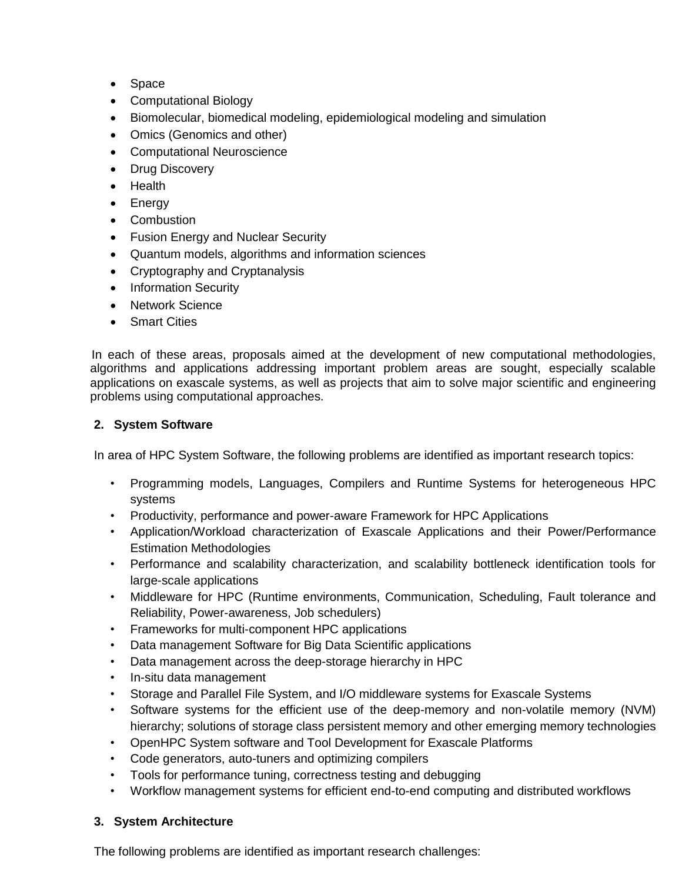- Space
- Computational Biology
- Biomolecular, biomedical modeling, epidemiological modeling and simulation
- Omics (Genomics and other)
- Computational Neuroscience
- Drug Discovery
- Health
- Energy
- Combustion
- Fusion Energy and Nuclear Security
- Quantum models, algorithms and information sciences
- Cryptography and Cryptanalysis
- Information Security
- Network Science
- Smart Cities

In each of these areas, proposals aimed at the development of new computational methodologies, algorithms and applications addressing important problem areas are sought, especially scalable applications on exascale systems, as well as projects that aim to solve major scientific and engineering problems using computational approaches.

### 2. System Software

In area of HPC System Software, the following problems are identified as important research topics:

- Programming models, Languages, Compilers and Runtime Systems for heterogeneous HPC systems
- Productivity, performance and power-aware Framework for HPC Applications
- Application/Workload characterization of Exascale Applications and their Power/Performance Estimation Methodologies
- Performance and scalability characterization, and scalability bottleneck identification tools for large-scale applications
- Middleware for HPC (Runtime environments, Communication, Scheduling, Fault tolerance and Reliability, Power-awareness, Job schedulers)
- Frameworks for multi-component HPC applications
- Data management Software for Big Data Scientific applications
- Data management across the deep-storage hierarchy in HPC
- In-situ data management
- Storage and Parallel File System, and I/O middleware systems for Exascale Systems
- Software systems for the efficient use of the deep-memory and non-volatile memory (NVM) hierarchy; solutions of storage class persistent memory and other emerging memory technologies
- OpenHPC System software and Tool Development for Exascale Platforms
- Code generators, auto-tuners and optimizing compilers
- Tools for performance tuning, correctness testing and debugging
- Workflow management systems for efficient end-to-end computing and distributed workflows

### 3. System Architecture

The following problems are identified as important research challenges: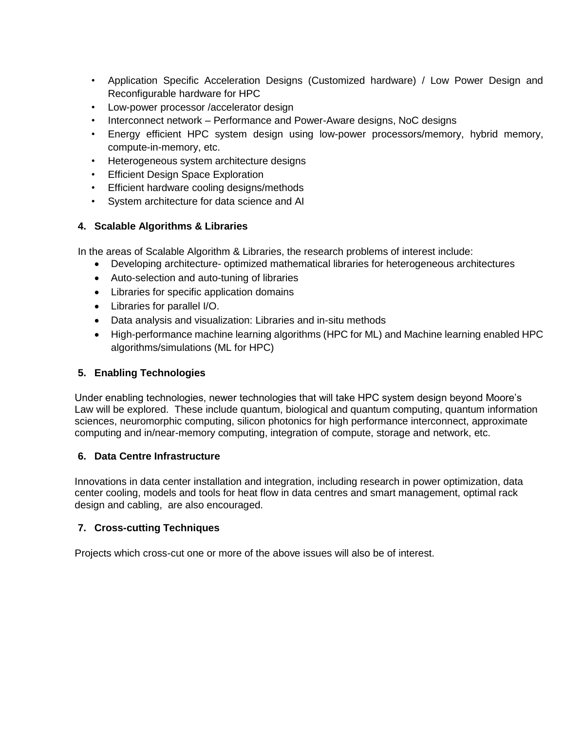- Application Specific Acceleration Designs (Customized hardware) / Low Power Design and Reconfigurable hardware for HPC
- Low-power processor /accelerator design
- Interconnect network – Performance and Power-Aware designs, NoC designs
- Energy efficient HPC system design using low-power processors/memory, hybrid memory, compute-in-memory, etc.
- Heterogeneous system architecture designs
- Efficient Design Space Exploration
- Efficient hardware cooling designs/methods
- System architecture for data science and AI

**4. Scalable Algorithms & Libraries**

In the areas of Scalable Algorithm & Libraries, the research problems of interest include:

- Developing architecture- optimized mathematical libraries for heterogeneous architectures
- Auto-selection and auto-tuning of libraries
- Libraries for specific application domains
- Libraries for parallel I/O.
- Data analysis and visualization: Libraries and in-situ methods
- High-performance machine learning algorithms (HPC for ML) and Machine learning enabled HPC algorithms/simulations (ML for HPC)

**5. Enabling Technologies**

Under enabling technologies, newer technologies that will take HPC system design beyond Moore's Law will be explored. These include quantum, biological and quantum computing, quantum information sciences, neuromorphic computing, silicon photonics for high performance interconnect, approximate computing and in/near-memory computing, integration of compute, storage and network, etc.

**6. Data Centre Infrastructure**

Innovations in data center installation and integration, including research in power optimization, data center cooling, models and tools for heat flow in data centres and smart management, optimal rack design and cabling, are also encouraged.

**7. Cross-cutting Techniques**

Projects which cross-cut one or more of the above issues will also be of interest.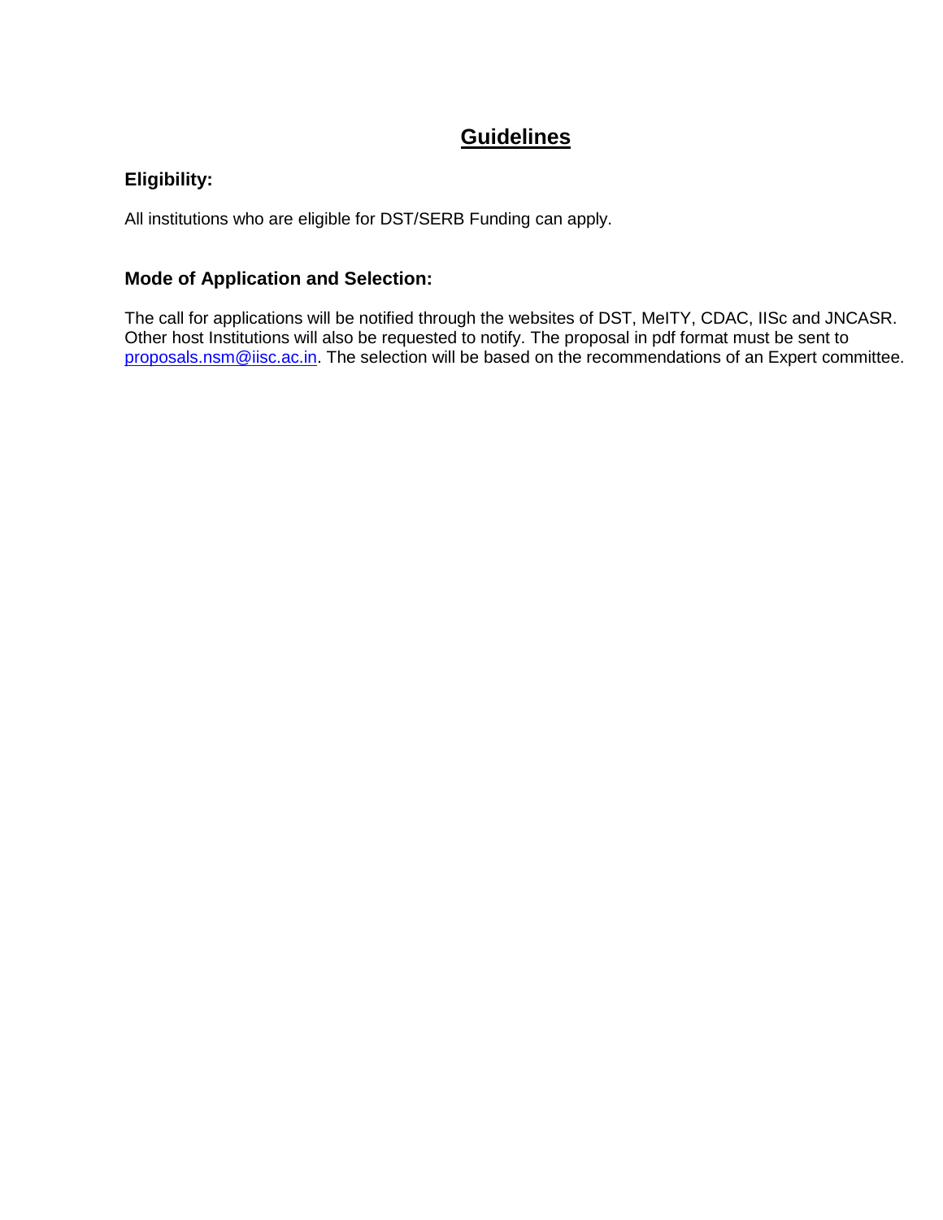# Guidelines

### Eligibility:

All institutions who are eligible for DST/SERB Funding can apply.

### Mode of Application and Selection:

The call for applications will be notified through the websites of DST, MeITY, CDAC, IISc and JNCASR. Other host Institutions will also be requested to notify. The proposal in pdf format must be sent to proposals.nsm@iisc.ac.in. The selection will be based on the recommendations of an Expert committee.